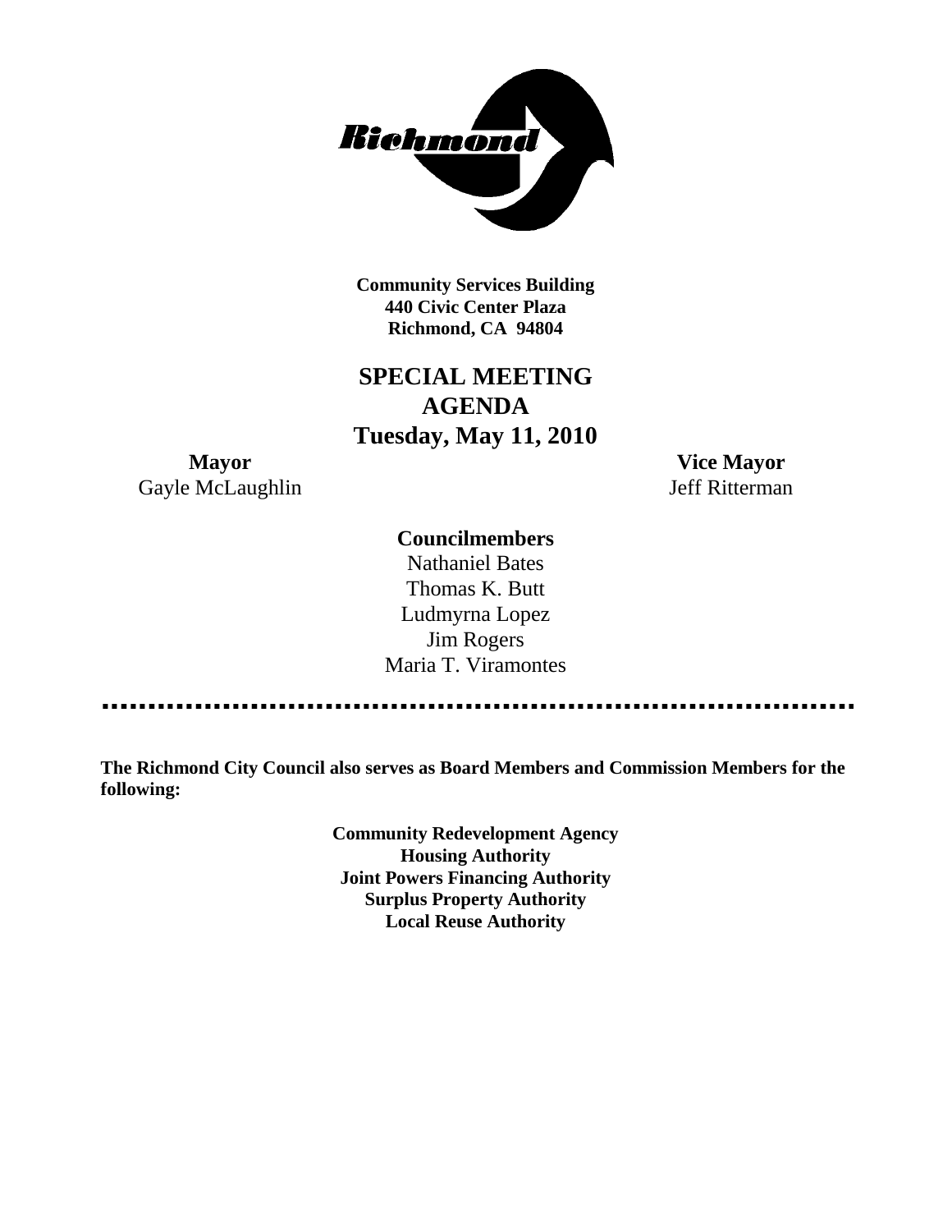**Community Services Building**
**440 Civic Center Plaza**
**Richmond, CA 94804**

# SPECIAL MEETING AGENDA
## Tuesday, May 11, 2010

**Mayor**
Gayle McLaughlin

**Vice Mayor**
Jeff Ritterman

**Councilmembers**
Nathaniel Bates
Thomas K. Butt
Ludmyrna Lopez
Jim Rogers
Maria T. Viramontes

---

**The Richmond City Council also serves as Board Members and Commission Members for the following:**

**Community Redevelopment Agency**
**Housing Authority**
**Joint Powers Financing Authority**
**Surplus Property Authority**
**Local Reuse Authority**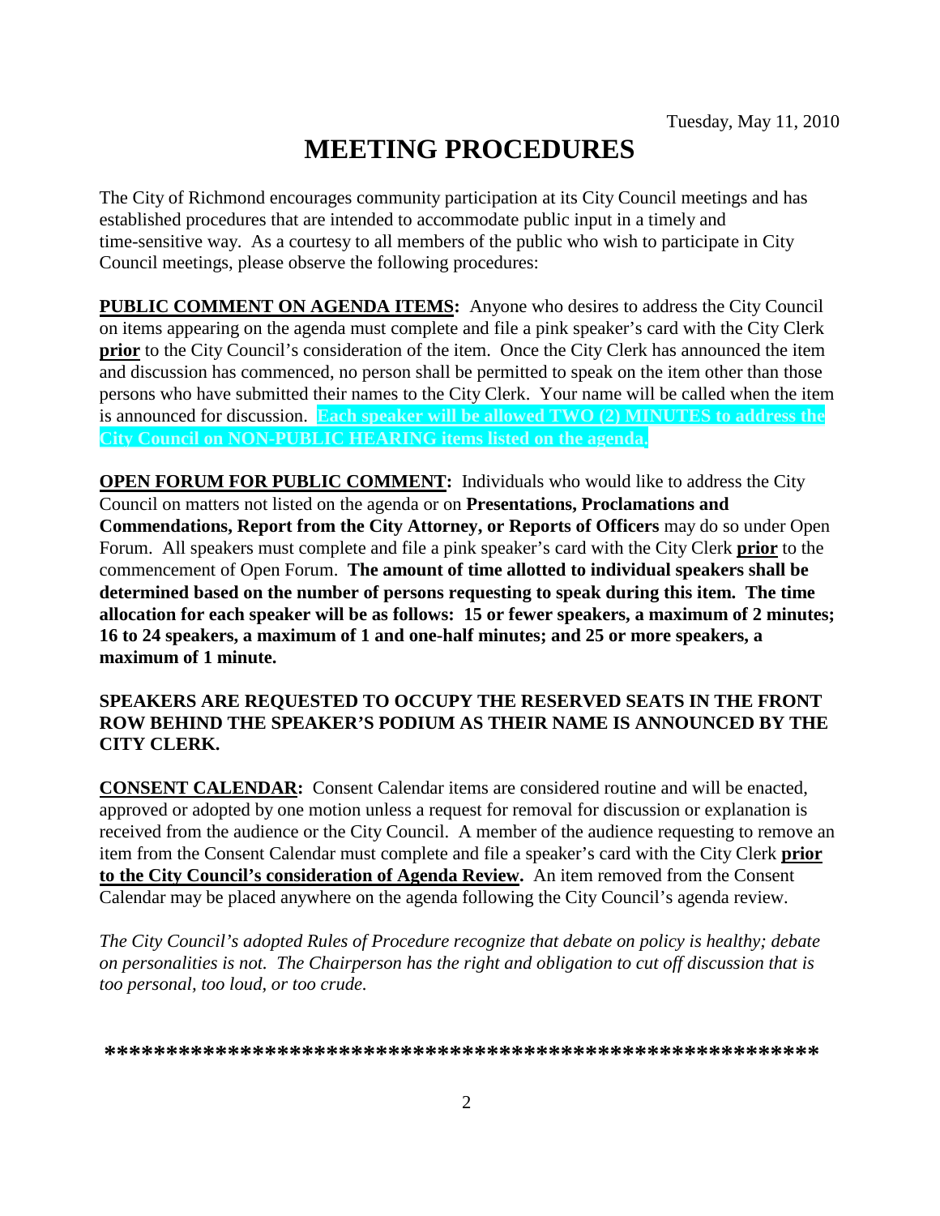Tuesday, May 11, 2010

# MEETING PROCEDURES

The City of Richmond encourages community participation at its City Council meetings and has established procedures that are intended to accommodate public input in a timely and time-sensitive way. As a courtesy to all members of the public who wish to participate in City Council meetings, please observe the following procedures:

**PUBLIC COMMENT ON AGENDA ITEMS:** Anyone who desires to address the City Council on items appearing on the agenda must complete and file a pink speaker's card with the City Clerk **prior** to the City Council's consideration of the item. Once the City Clerk has announced the item and discussion has commenced, no person shall be permitted to speak on the item other than those persons who have submitted their names to the City Clerk. Your name will be called when the item is announced for discussion. **Each speaker will be allowed TWO (2) MINUTES to address the City Council on NON-PUBLIC HEARING items listed on the agenda.**

**OPEN FORUM FOR PUBLIC COMMENT:** Individuals who would like to address the City Council on matters not listed on the agenda or on **Presentations, Proclamations and Commendations, Report from the City Attorney, or Reports of Officers** may do so under Open Forum. All speakers must complete and file a pink speaker's card with the City Clerk **prior** to the commencement of Open Forum. **The amount of time allotted to individual speakers shall be determined based on the number of persons requesting to speak during this item. The time allocation for each speaker will be as follows: 15 or fewer speakers, a maximum of 2 minutes; 16 to 24 speakers, a maximum of 1 and one-half minutes; and 25 or more speakers, a maximum of 1 minute.**

**SPEAKERS ARE REQUESTED TO OCCUPY THE RESERVED SEATS IN THE FRONT ROW BEHIND THE SPEAKER'S PODIUM AS THEIR NAME IS ANNOUNCED BY THE CITY CLERK.**

**CONSENT CALENDAR:** Consent Calendar items are considered routine and will be enacted, approved or adopted by one motion unless a request for removal for discussion or explanation is received from the audience or the City Council. A member of the audience requesting to remove an item from the Consent Calendar must complete and file a speaker's card with the City Clerk **prior to the City Council's consideration of Agenda Review.** An item removed from the Consent Calendar may be placed anywhere on the agenda following the City Council's agenda review.

*The City Council's adopted Rules of Procedure recognize that debate on policy is healthy; debate on personalities is not. The Chairperson has the right and obligation to cut off discussion that is too personal, too loud, or too crude.*

***************************************************************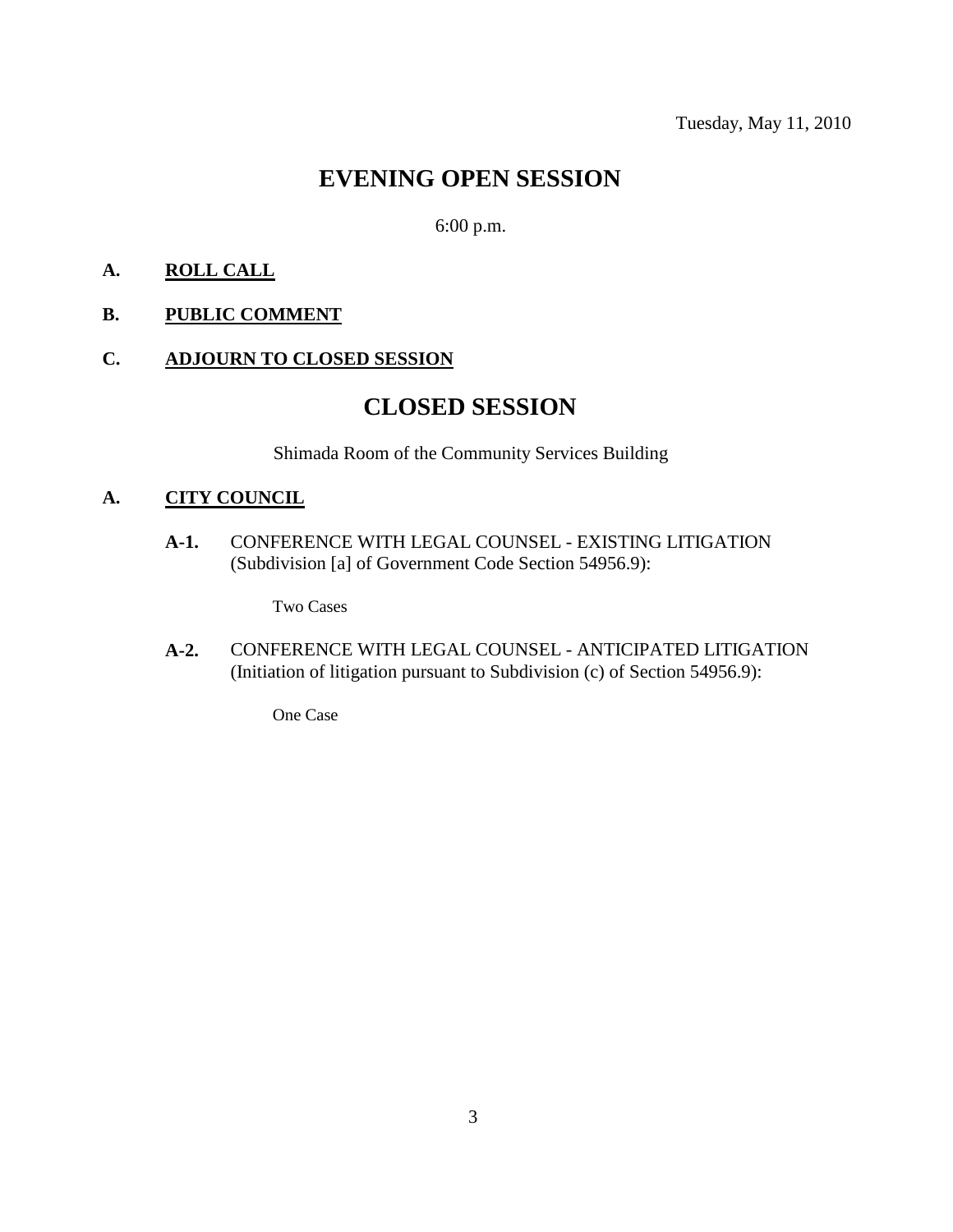Tuesday, May 11, 2010

# EVENING OPEN SESSION

6:00 p.m.

**A. ROLL CALL**

**B. PUBLIC COMMENT**

**C. ADJOURN TO CLOSED SESSION**

# CLOSED SESSION

Shimada Room of the Community Services Building

**A. CITY COUNCIL**

**A-1.** CONFERENCE WITH LEGAL COUNSEL - EXISTING LITIGATION (Subdivision [a] of Government Code Section 54956.9):

Two Cases

**A-2.** CONFERENCE WITH LEGAL COUNSEL - ANTICIPATED LITIGATION (Initiation of litigation pursuant to Subdivision (c) of Section 54956.9):

One Case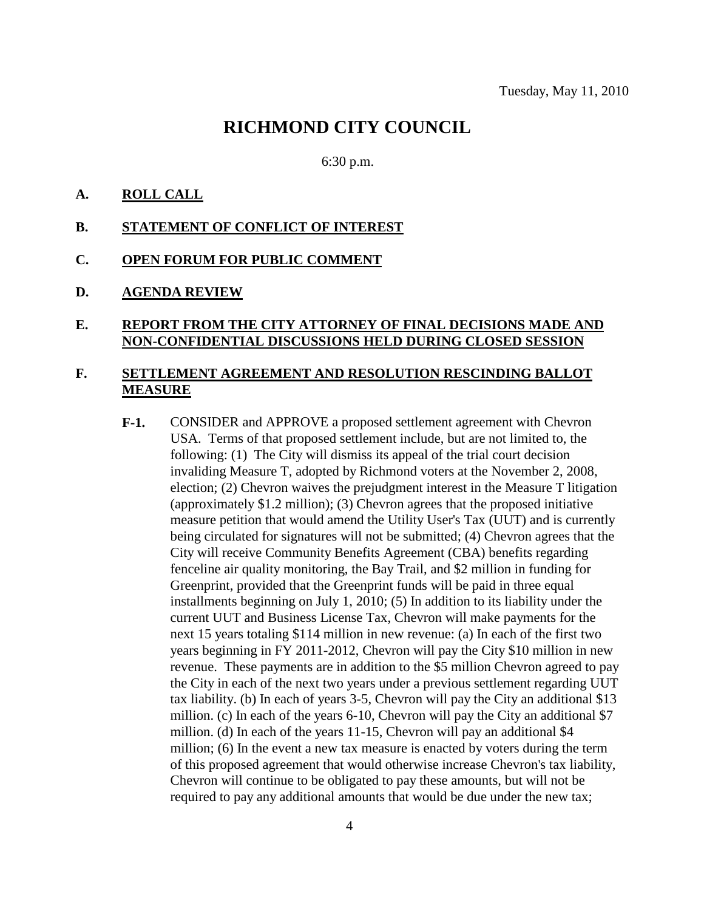Tuesday, May 11, 2010

# RICHMOND CITY COUNCIL

6:30 p.m.

**A. ROLL CALL**

**B. STATEMENT OF CONFLICT OF INTEREST**

**C. OPEN FORUM FOR PUBLIC COMMENT**

**D. AGENDA REVIEW**

**E. REPORT FROM THE CITY ATTORNEY OF FINAL DECISIONS MADE AND NON-CONFIDENTIAL DISCUSSIONS HELD DURING CLOSED SESSION**

**F. SETTLEMENT AGREEMENT AND RESOLUTION RESCINDING BALLOT MEASURE**

**F-1.** CONSIDER and APPROVE a proposed settlement agreement with Chevron USA. Terms of that proposed settlement include, but are not limited to, the following: (1) The City will dismiss its appeal of the trial court decision invaliding Measure T, adopted by Richmond voters at the November 2, 2008, election; (2) Chevron waives the prejudgment interest in the Measure T litigation (approximately $1.2 million); (3) Chevron agrees that the proposed initiative measure petition that would amend the Utility User's Tax (UUT) and is currently being circulated for signatures will not be submitted; (4) Chevron agrees that the City will receive Community Benefits Agreement (CBA) benefits regarding fenceline air quality monitoring, the Bay Trail, and $2 million in funding for Greenprint, provided that the Greenprint funds will be paid in three equal installments beginning on July 1, 2010; (5) In addition to its liability under the current UUT and Business License Tax, Chevron will make payments for the next 15 years totaling $114 million in new revenue: (a) In each of the first two years beginning in FY 2011-2012, Chevron will pay the City $10 million in new revenue. These payments are in addition to the $5 million Chevron agreed to pay the City in each of the next two years under a previous settlement regarding UUT tax liability. (b) In each of years 3-5, Chevron will pay the City an additional $13 million. (c) In each of the years 6-10, Chevron will pay the City an additional $7 million. (d) In each of the years 11-15, Chevron will pay an additional $4 million; (6) In the event a new tax measure is enacted by voters during the term of this proposed agreement that would otherwise increase Chevron's tax liability, Chevron will continue to be obligated to pay these amounts, but will not be required to pay any additional amounts that would be due under the new tax;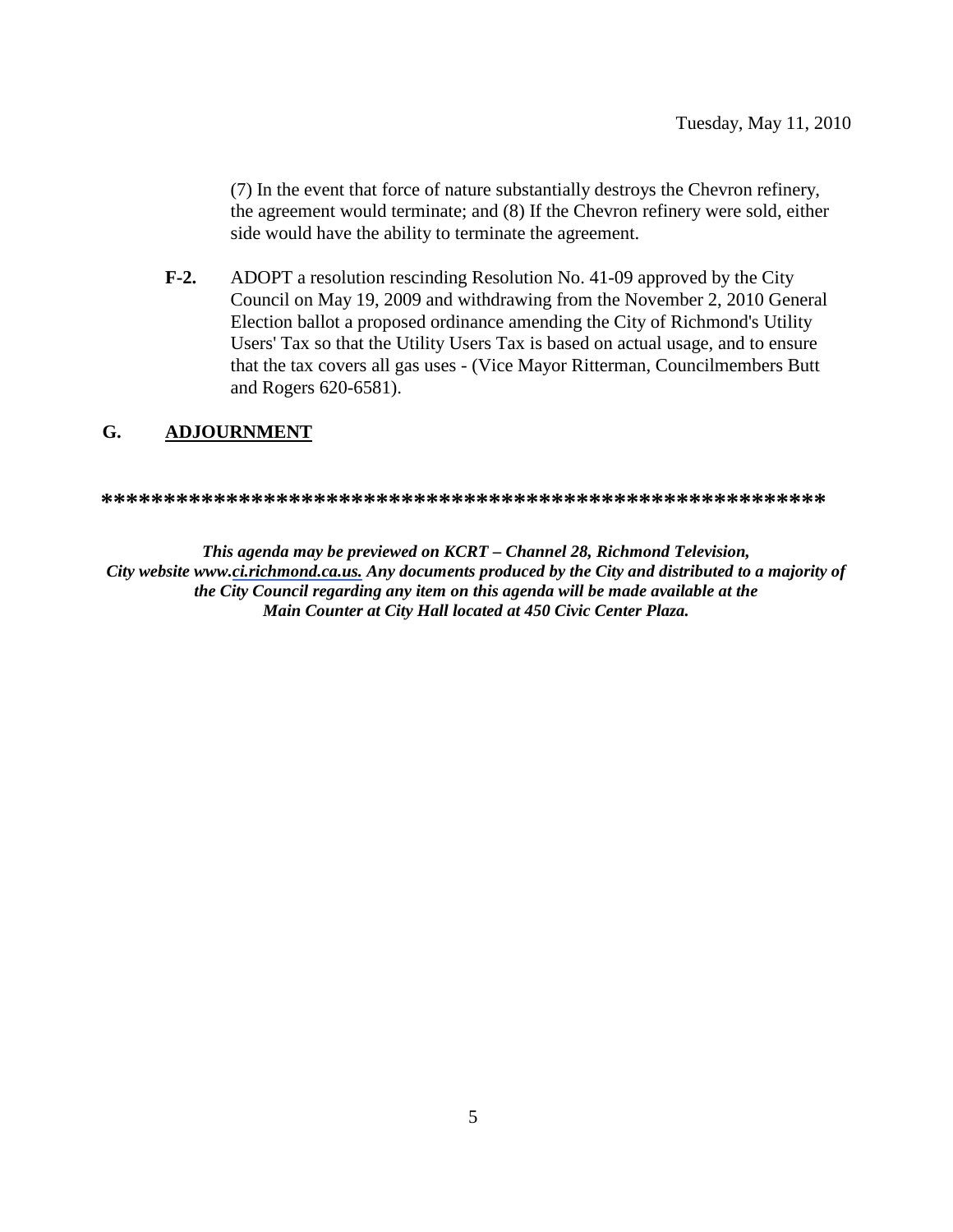(7) In the event that force of nature substantially destroys the Chevron refinery, the agreement would terminate; and (8) If the Chevron refinery were sold, either side would have the ability to terminate the agreement.

**F-2.** ADOPT a resolution rescinding Resolution No. 41-09 approved by the City Council on May 19, 2009 and withdrawing from the November 2, 2010 General Election ballot a proposed ordinance amending the City of Richmond's Utility Users' Tax so that the Utility Users Tax is based on actual usage, and to ensure that the tax covers all gas uses - (Vice Mayor Ritterman, Councilmembers Butt and Rogers 620-6581).

## G. ADJOURNMENT

*******************************************************

***This agenda may be previewed on KCRT – Channel 28, Richmond Television, City website www.ci.richmond.ca.us. Any documents produced by the City and distributed to a majority of the City Council regarding any item on this agenda will be made available at the Main Counter at City Hall located at 450 Civic Center Plaza.***